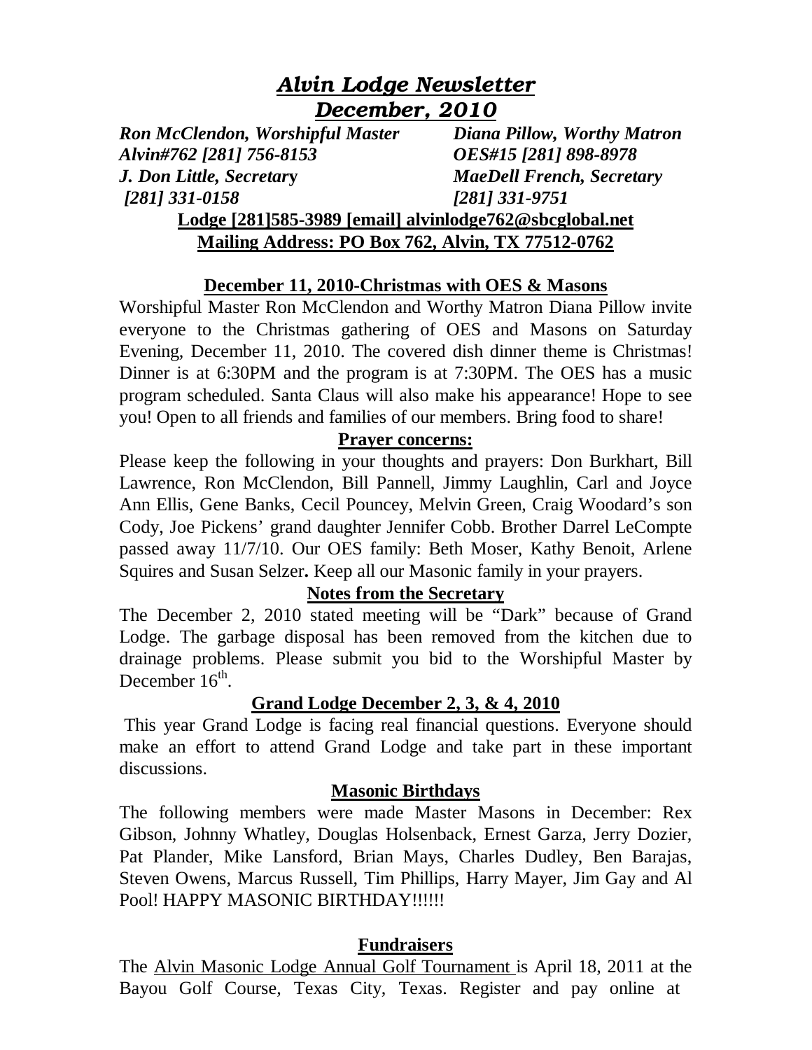# *Alvin Lodge Newsletter*
## *December, 2010*

***Ron McClendon, Worshipful Master*** — ***Diana Pillow, Worthy Matron***
***Alvin#762 [281] 756-8153*** — ***OES#15 [281] 898-8978***
***J. Don Little, Secretary*** — ***MaeDell French, Secretary***
***[281] 331-0158*** — ***[281] 331-9751***

**Lodge [281]585-3989 [email] alvinlodge762@sbcglobal.net**
**Mailing Address: PO Box 762, Alvin, TX 77512-0762**

### December 11, 2010-Christmas with OES & Masons

Worshipful Master Ron McClendon and Worthy Matron Diana Pillow invite everyone to the Christmas gathering of OES and Masons on Saturday Evening, December 11, 2010. The covered dish dinner theme is Christmas! Dinner is at 6:30PM and the program is at 7:30PM. The OES has a music program scheduled. Santa Claus will also make his appearance! Hope to see you! Open to all friends and families of our members. Bring food to share!

### Prayer concerns:

Please keep the following in your thoughts and prayers: Don Burkhart, Bill Lawrence, Ron McClendon, Bill Pannell, Jimmy Laughlin, Carl and Joyce Ann Ellis, Gene Banks, Cecil Pouncey, Melvin Green, Craig Woodard's son Cody, Joe Pickens' grand daughter Jennifer Cobb. Brother Darrel LeCompte passed away 11/7/10. Our OES family: Beth Moser, Kathy Benoit, Arlene Squires and Susan Selzer**.** Keep all our Masonic family in your prayers.

### Notes from the Secretary

The December 2, 2010 stated meeting will be "Dark" because of Grand Lodge. The garbage disposal has been removed from the kitchen due to drainage problems. Please submit you bid to the Worshipful Master by December 16th.

### Grand Lodge December 2, 3, & 4, 2010

This year Grand Lodge is facing real financial questions. Everyone should make an effort to attend Grand Lodge and take part in these important discussions.

### Masonic Birthdays

The following members were made Master Masons in December: Rex Gibson, Johnny Whatley, Douglas Holsenback, Ernest Garza, Jerry Dozier, Pat Plander, Mike Lansford, Brian Mays, Charles Dudley, Ben Barajas, Steven Owens, Marcus Russell, Tim Phillips, Harry Mayer, Jim Gay and Al Pool! HAPPY MASONIC BIRTHDAY!!!!!!

### Fundraisers

The Alvin Masonic Lodge Annual Golf Tournament is April 18, 2011 at the Bayou Golf Course, Texas City, Texas. Register and pay online at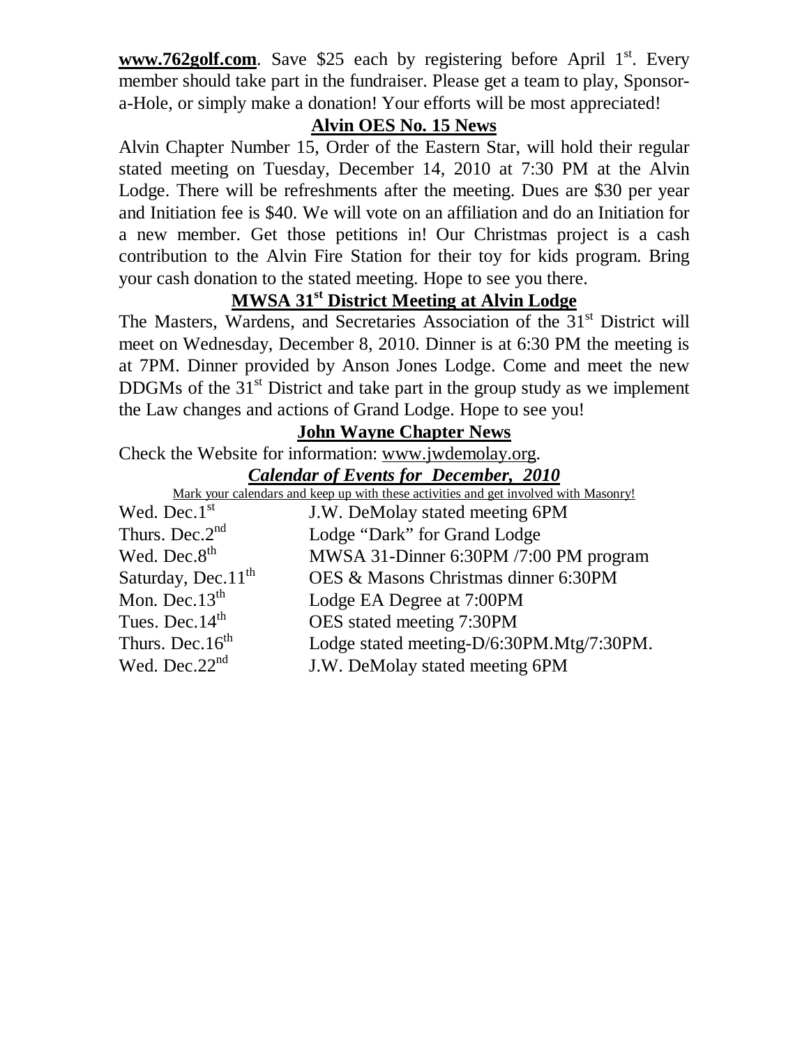**www.762golf.com**. Save $25 each by registering before April 1st. Every member should take part in the fundraiser. Please get a team to play, Sponsor-a-Hole, or simply make a donation! Your efforts will be most appreciated!

## Alvin OES No. 15 News

Alvin Chapter Number 15, Order of the Eastern Star, will hold their regular stated meeting on Tuesday, December 14, 2010 at 7:30 PM at the Alvin Lodge. There will be refreshments after the meeting. Dues are $30 per year and Initiation fee is $40. We will vote on an affiliation and do an Initiation for a new member. Get those petitions in! Our Christmas project is a cash contribution to the Alvin Fire Station for their toy for kids program. Bring your cash donation to the stated meeting. Hope to see you there.

## MWSA 31st District Meeting at Alvin Lodge

The Masters, Wardens, and Secretaries Association of the 31st District will meet on Wednesday, December 8, 2010. Dinner is at 6:30 PM the meeting is at 7PM. Dinner provided by Anson Jones Lodge. Come and meet the new DDGMs of the 31st District and take part in the group study as we implement the Law changes and actions of Grand Lodge. Hope to see you!

## John Wayne Chapter News

Check the Website for information: www.jwdemolay.org.

## *Calendar of Events for December, 2010*

Mark your calendars and keep up with these activities and get involved with Masonry!

| | |
|---|---|
| Wed. Dec.1st | J.W. DeMolay stated meeting 6PM |
| Thurs. Dec.2nd | Lodge "Dark" for Grand Lodge |
| Wed. Dec.8th | MWSA 31-Dinner 6:30PM /7:00 PM program |
| Saturday, Dec.11th | OES & Masons Christmas dinner 6:30PM |
| Mon. Dec.13th | Lodge EA Degree at 7:00PM |
| Tues. Dec.14th | OES stated meeting 7:30PM |
| Thurs. Dec.16th | Lodge stated meeting-D/6:30PM.Mtg/7:30PM. |
| Wed. Dec.22nd | J.W. DeMolay stated meeting 6PM |